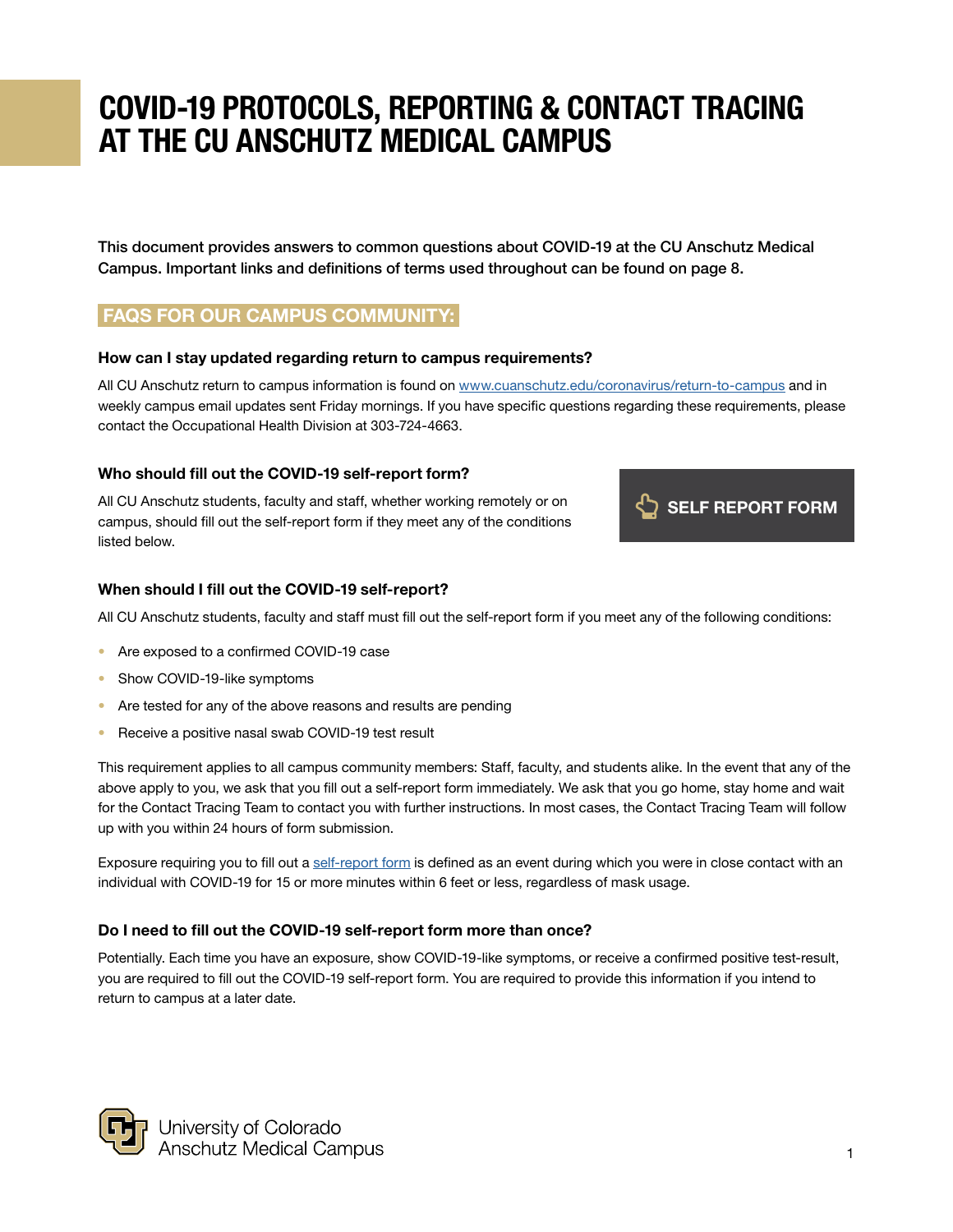# COVID-19 PROTOCOLS, REPORTING & CONTACT TRACING AT THE CU ANSCHUTZ MEDICAL CAMPUS

This document provides answers to common questions about COVID-19 at the CU Anschutz Medical Campus. Important links and definitions of terms used throughout can be found on page 8.

## FAQS FOR OUR CAMPUS COMMUNITY:

### How can I stay updated regarding return to campus requirements?

All CU Anschutz return to campus information is found on www.cuanschutz.edu/coronavirus/return-to-campus and in weekly campus email updates sent Friday mornings. If you have specific questions regarding these requirements, please contact the Occupational Health Division at 303-724-4663.

### Who should fill out the COVID-19 self-report form?

All CU Anschutz students, faculty and staff, whether working remotely or on campus, should fill out the self-report form if they meet any of the conditions listed below.

SELF REPORT FORM

### When should I fill out the COVID-19 self-report?

All CU Anschutz students, faculty and staff must fill out the self-report form if you meet any of the following conditions:

- Are exposed to a confirmed COVID-19 case
- Show COVID-19-like symptoms
- Are tested for any of the above reasons and results are pending
- Receive a positive nasal swab COVID-19 test result

This requirement applies to all campus community members: Staff, faculty, and students alike. In the event that any of the above apply to you, we ask that you fill out a self-report form immediately. We ask that you go home, stay home and wait for the Contact Tracing Team to contact you with further instructions. In most cases, the Contact Tracing Team will follow up with you within 24 hours of form submission.

Exposure requiring you to fill out a self-report form is defined as an event during which you were in close contact with an individual with COVID-19 for 15 or more minutes within 6 feet or less, regardless of mask usage.

### Do I need to fill out the COVID-19 self-report form more than once?

Potentially. Each time you have an exposure, show COVID-19-like symptoms, or receive a confirmed positive test-result, you are required to fill out the COVID-19 self-report form. You are required to provide this information if you intend to return to campus at a later date.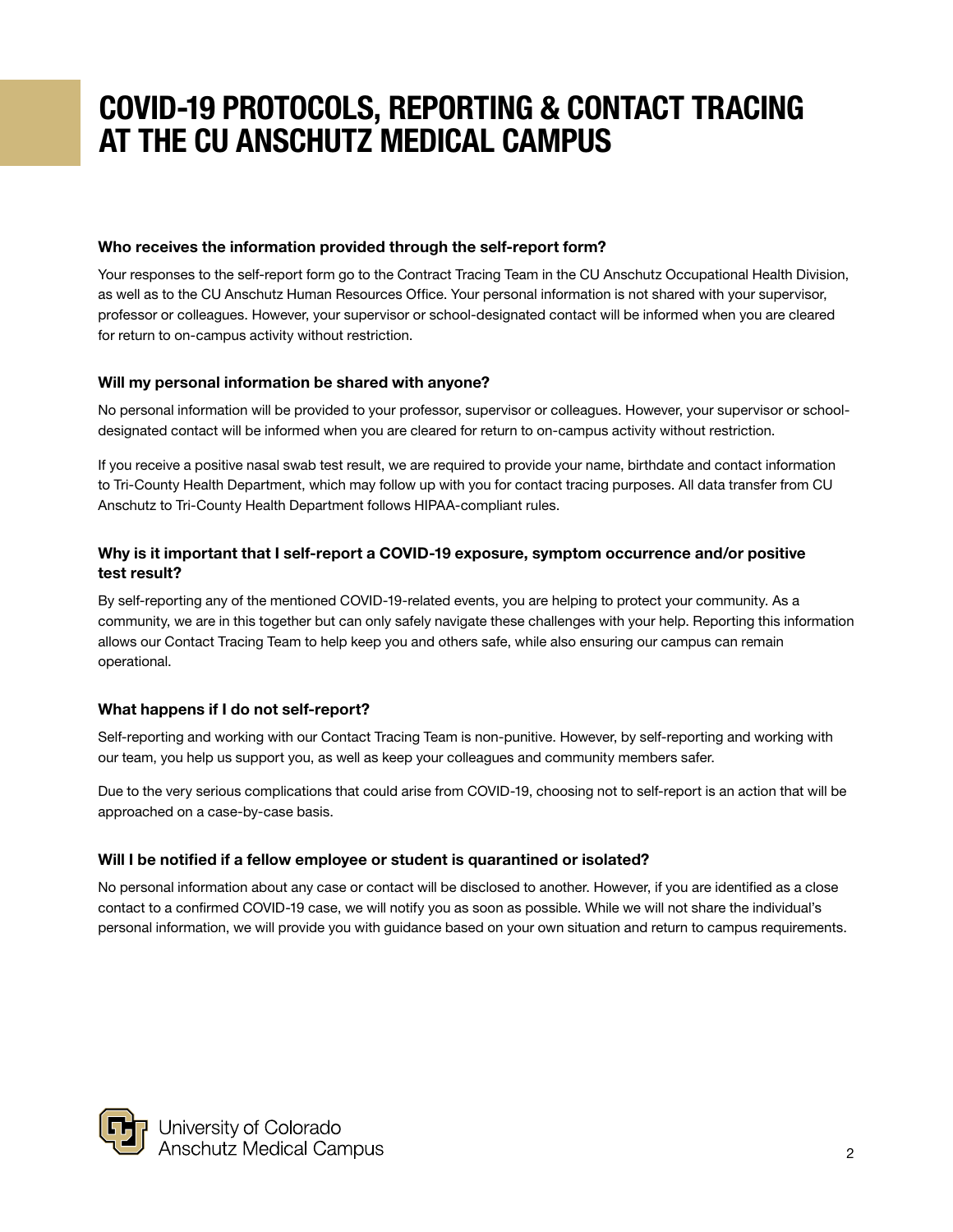# COVID-19 PROTOCOLS, REPORTING & CONTACT TRACING AT THE CU ANSCHUTZ MEDICAL CAMPUS

### Who receives the information provided through the self-report form?

Your responses to the self-report form go to the Contract Tracing Team in the CU Anschutz Occupational Health Division, as well as to the CU Anschutz Human Resources Office. Your personal information is not shared with your supervisor, professor or colleagues. However, your supervisor or school-designated contact will be informed when you are cleared for return to on-campus activity without restriction.

### Will my personal information be shared with anyone?

No personal information will be provided to your professor, supervisor or colleagues. However, your supervisor or school-designated contact will be informed when you are cleared for return to on-campus activity without restriction.

If you receive a positive nasal swab test result, we are required to provide your name, birthdate and contact information to Tri-County Health Department, which may follow up with you for contact tracing purposes. All data transfer from CU Anschutz to Tri-County Health Department follows HIPAA-compliant rules.

### Why is it important that I self-report a COVID-19 exposure, symptom occurrence and/or positive test result?

By self-reporting any of the mentioned COVID-19-related events, you are helping to protect your community. As a community, we are in this together but can only safely navigate these challenges with your help. Reporting this information allows our Contact Tracing Team to help keep you and others safe, while also ensuring our campus can remain operational.

### What happens if I do not self-report?

Self-reporting and working with our Contact Tracing Team is non-punitive. However, by self-reporting and working with our team, you help us support you, as well as keep your colleagues and community members safer.

Due to the very serious complications that could arise from COVID-19, choosing not to self-report is an action that will be approached on a case-by-case basis.

### Will I be notified if a fellow employee or student is quarantined or isolated?

No personal information about any case or contact will be disclosed to another. However, if you are identified as a close contact to a confirmed COVID-19 case, we will notify you as soon as possible. While we will not share the individual's personal information, we will provide you with guidance based on your own situation and return to campus requirements.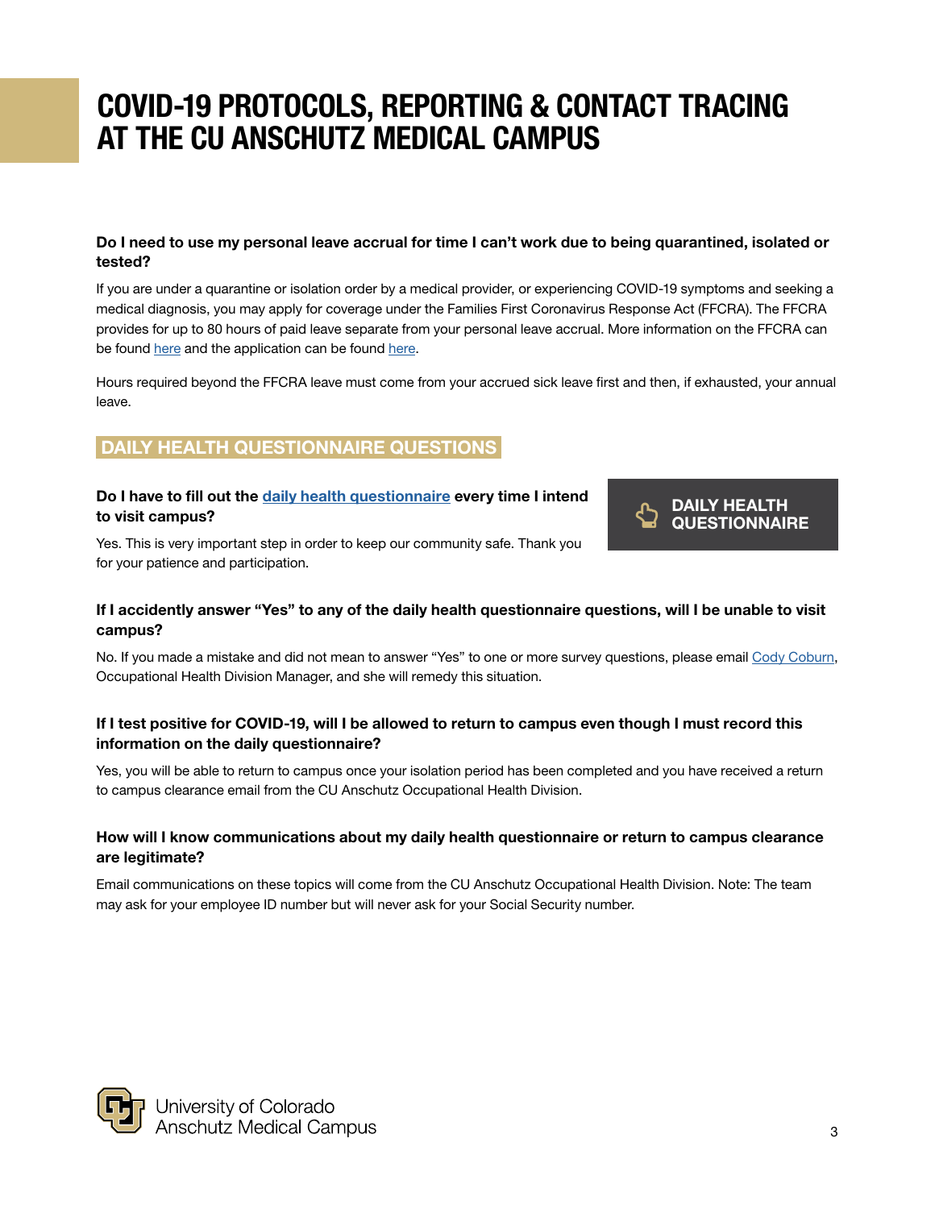# COVID-19 PROTOCOLS, REPORTING & CONTACT TRACING AT THE CU ANSCHUTZ MEDICAL CAMPUS

**Do I need to use my personal leave accrual for time I can't work due to being quarantined, isolated or tested?**

If you are under a quarantine or isolation order by a medical provider, or experiencing COVID-19 symptoms and seeking a medical diagnosis, you may apply for coverage under the Families First Coronavirus Response Act (FFCRA). The FFCRA provides for up to 80 hours of paid leave separate from your personal leave accrual. More information on the FFCRA can be found here and the application can be found here.

Hours required beyond the FFCRA leave must come from your accrued sick leave first and then, if exhausted, your annual leave.

## DAILY HEALTH QUESTIONNAIRE QUESTIONS

**Do I have to fill out the daily health questionnaire every time I intend to visit campus?**

Yes. This is very important step in order to keep our community safe. Thank you for your patience and participation.

DAILY HEALTH QUESTIONNAIRE

**If I accidently answer "Yes" to any of the daily health questionnaire questions, will I be unable to visit campus?**

No. If you made a mistake and did not mean to answer "Yes" to one or more survey questions, please email Cody Coburn, Occupational Health Division Manager, and she will remedy this situation.

**If I test positive for COVID-19, will I be allowed to return to campus even though I must record this information on the daily questionnaire?**

Yes, you will be able to return to campus once your isolation period has been completed and you have received a return to campus clearance email from the CU Anschutz Occupational Health Division.

**How will I know communications about my daily health questionnaire or return to campus clearance are legitimate?**

Email communications on these topics will come from the CU Anschutz Occupational Health Division. Note: The team may ask for your employee ID number but will never ask for your Social Security number.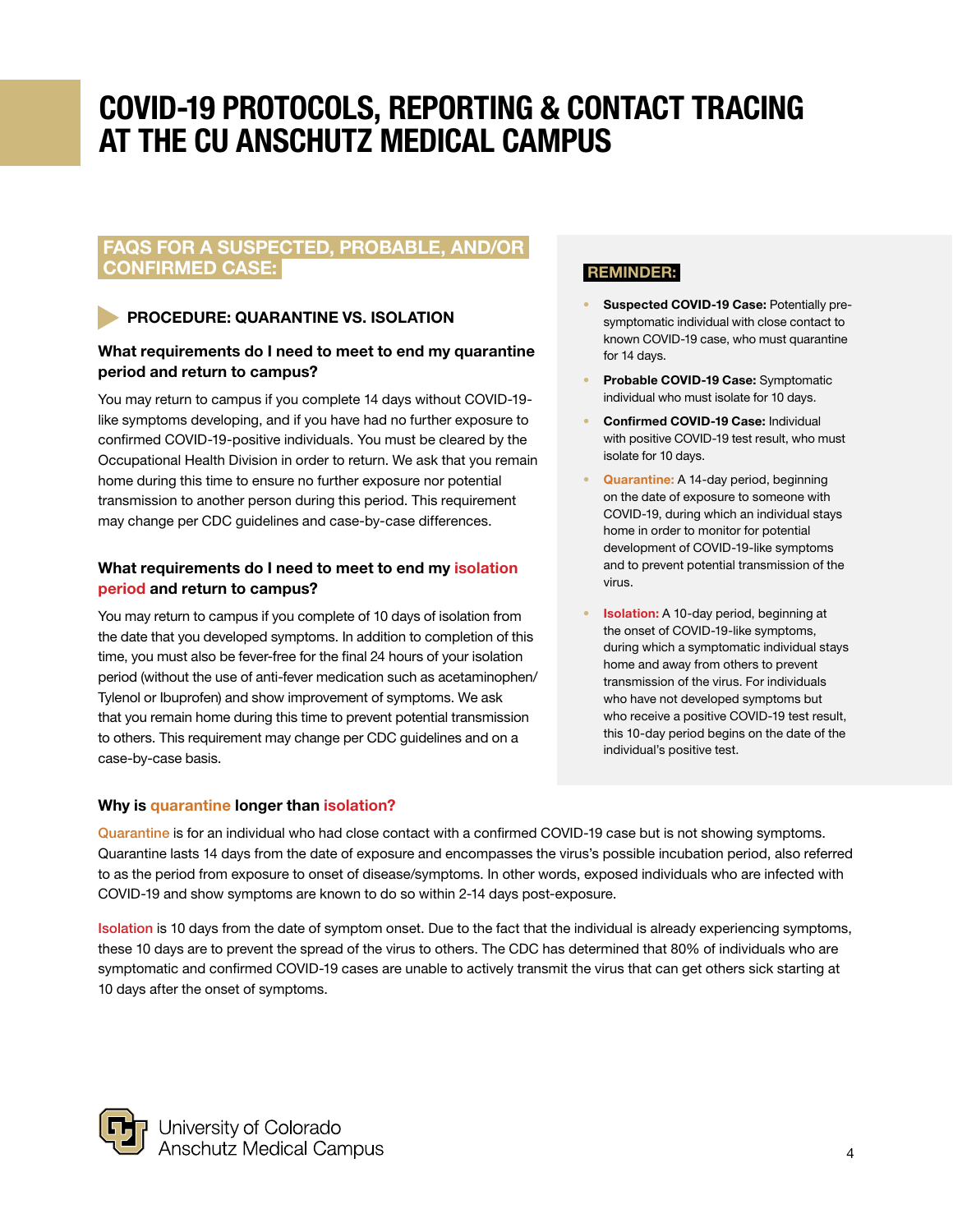# COVID-19 PROTOCOLS, REPORTING & CONTACT TRACING AT THE CU ANSCHUTZ MEDICAL CAMPUS

## FAQS FOR A SUSPECTED, PROBABLE, AND/OR CONFIRMED CASE:

### PROCEDURE: QUARANTINE VS. ISOLATION

**What requirements do I need to meet to end my quarantine period and return to campus?**

You may return to campus if you complete 14 days without COVID-19-like symptoms developing, and if you have had no further exposure to confirmed COVID-19-positive individuals. You must be cleared by the Occupational Health Division in order to return. We ask that you remain home during this time to ensure no further exposure nor potential transmission to another person during this period. This requirement may change per CDC guidelines and case-by-case differences.

**What requirements do I need to meet to end my isolation period and return to campus?**

You may return to campus if you complete of 10 days of isolation from the date that you developed symptoms. In addition to completion of this time, you must also be fever-free for the final 24 hours of your isolation period (without the use of anti-fever medication such as acetaminophen/ Tylenol or Ibuprofen) and show improvement of symptoms. We ask that you remain home during this time to prevent potential transmission to others. This requirement may change per CDC guidelines and on a case-by-case basis.

**REMINDER:**

- **Suspected COVID-19 Case:** Potentially pre-symptomatic individual with close contact to known COVID-19 case, who must quarantine for 14 days.
- **Probable COVID-19 Case:** Symptomatic individual who must isolate for 10 days.
- **Confirmed COVID-19 Case:** Individual with positive COVID-19 test result, who must isolate for 10 days.
- **Quarantine:** A 14-day period, beginning on the date of exposure to someone with COVID-19, during which an individual stays home in order to monitor for potential development of COVID-19-like symptoms and to prevent potential transmission of the virus.
- **Isolation:** A 10-day period, beginning at the onset of COVID-19-like symptoms, during which a symptomatic individual stays home and away from others to prevent transmission of the virus. For individuals who have not developed symptoms but who receive a positive COVID-19 test result, this 10-day period begins on the date of the individual's positive test.

**Why is quarantine longer than isolation?**

Quarantine is for an individual who had close contact with a confirmed COVID-19 case but is not showing symptoms. Quarantine lasts 14 days from the date of exposure and encompasses the virus's possible incubation period, also referred to as the period from exposure to onset of disease/symptoms. In other words, exposed individuals who are infected with COVID-19 and show symptoms are known to do so within 2-14 days post-exposure.

Isolation is 10 days from the date of symptom onset. Due to the fact that the individual is already experiencing symptoms, these 10 days are to prevent the spread of the virus to others. The CDC has determined that 80% of individuals who are symptomatic and confirmed COVID-19 cases are unable to actively transmit the virus that can get others sick starting at 10 days after the onset of symptoms.

University of Colorado Anschutz Medical Campus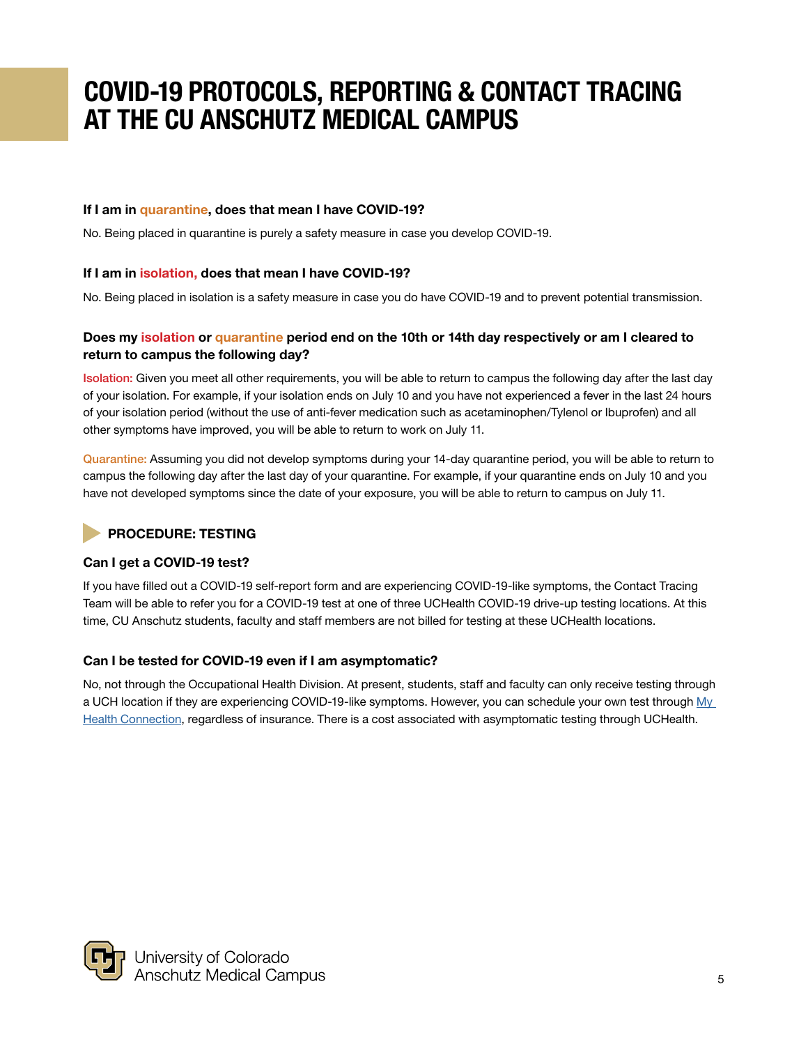# COVID-19 PROTOCOLS, REPORTING & CONTACT TRACING AT THE CU ANSCHUTZ MEDICAL CAMPUS

### If I am in quarantine, does that mean I have COVID-19?

No. Being placed in quarantine is purely a safety measure in case you develop COVID-19.

### If I am in isolation, does that mean I have COVID-19?

No. Being placed in isolation is a safety measure in case you do have COVID-19 and to prevent potential transmission.

### Does my isolation or quarantine period end on the 10th or 14th day respectively or am I cleared to return to campus the following day?

Isolation: Given you meet all other requirements, you will be able to return to campus the following day after the last day of your isolation. For example, if your isolation ends on July 10 and you have not experienced a fever in the last 24 hours of your isolation period (without the use of anti-fever medication such as acetaminophen/Tylenol or Ibuprofen) and all other symptoms have improved, you will be able to return to work on July 11.

Quarantine: Assuming you did not develop symptoms during your 14-day quarantine period, you will be able to return to campus the following day after the last day of your quarantine. For example, if your quarantine ends on July 10 and you have not developed symptoms since the date of your exposure, you will be able to return to campus on July 11.

## PROCEDURE: TESTING

### Can I get a COVID-19 test?

If you have filled out a COVID-19 self-report form and are experiencing COVID-19-like symptoms, the Contact Tracing Team will be able to refer you for a COVID-19 test at one of three UCHealth COVID-19 drive-up testing locations. At this time, CU Anschutz students, faculty and staff members are not billed for testing at these UCHealth locations.

### Can I be tested for COVID-19 even if I am asymptomatic?

No, not through the Occupational Health Division. At present, students, staff and faculty can only receive testing through a UCH location if they are experiencing COVID-19-like symptoms. However, you can schedule your own test through My Health Connection, regardless of insurance. There is a cost associated with asymptomatic testing through UCHealth.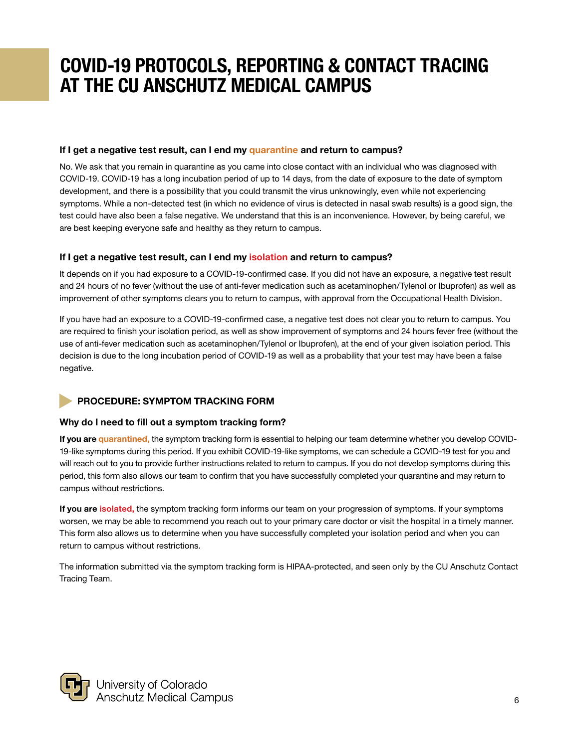# COVID-19 PROTOCOLS, REPORTING & CONTACT TRACING AT THE CU ANSCHUTZ MEDICAL CAMPUS

### If I get a negative test result, can I end my quarantine and return to campus?

No. We ask that you remain in quarantine as you came into close contact with an individual who was diagnosed with COVID-19. COVID-19 has a long incubation period of up to 14 days, from the date of exposure to the date of symptom development, and there is a possibility that you could transmit the virus unknowingly, even while not experiencing symptoms. While a non-detected test (in which no evidence of virus is detected in nasal swab results) is a good sign, the test could have also been a false negative. We understand that this is an inconvenience. However, by being careful, we are best keeping everyone safe and healthy as they return to campus.

### If I get a negative test result, can I end my isolation and return to campus?

It depends on if you had exposure to a COVID-19-confirmed case. If you did not have an exposure, a negative test result and 24 hours of no fever (without the use of anti-fever medication such as acetaminophen/Tylenol or Ibuprofen) as well as improvement of other symptoms clears you to return to campus, with approval from the Occupational Health Division.

If you have had an exposure to a COVID-19-confirmed case, a negative test does not clear you to return to campus. You are required to finish your isolation period, as well as show improvement of symptoms and 24 hours fever free (without the use of anti-fever medication such as acetaminophen/Tylenol or Ibuprofen), at the end of your given isolation period. This decision is due to the long incubation period of COVID-19 as well as a probability that your test may have been a false negative.

## PROCEDURE: SYMPTOM TRACKING FORM

### Why do I need to fill out a symptom tracking form?

**If you are quarantined,** the symptom tracking form is essential to helping our team determine whether you develop COVID-19-like symptoms during this period. If you exhibit COVID-19-like symptoms, we can schedule a COVID-19 test for you and will reach out to you to provide further instructions related to return to campus. If you do not develop symptoms during this period, this form also allows our team to confirm that you have successfully completed your quarantine and may return to campus without restrictions.

**If you are isolated,** the symptom tracking form informs our team on your progression of symptoms. If your symptoms worsen, we may be able to recommend you reach out to your primary care doctor or visit the hospital in a timely manner. This form also allows us to determine when you have successfully completed your isolation period and when you can return to campus without restrictions.

The information submitted via the symptom tracking form is HIPAA-protected, and seen only by the CU Anschutz Contact Tracing Team.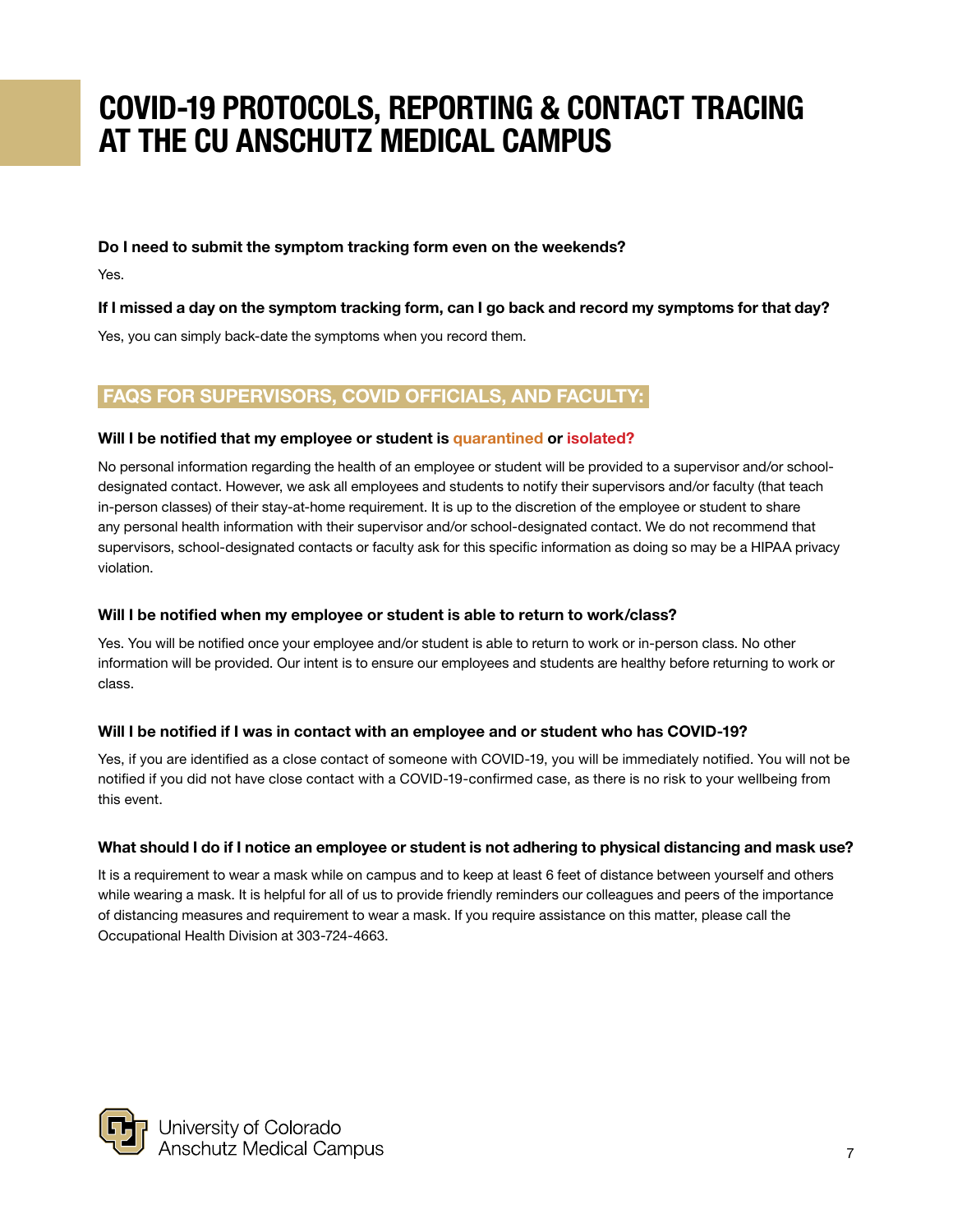# COVID-19 PROTOCOLS, REPORTING & CONTACT TRACING AT THE CU ANSCHUTZ MEDICAL CAMPUS

**Do I need to submit the symptom tracking form even on the weekends?**

Yes.

**If I missed a day on the symptom tracking form, can I go back and record my symptoms for that day?**

Yes, you can simply back-date the symptoms when you record them.

## FAQS FOR SUPERVISORS, COVID OFFICIALS, AND FACULTY:

**Will I be notified that my employee or student is quarantined or isolated?**

No personal information regarding the health of an employee or student will be provided to a supervisor and/or school-designated contact. However, we ask all employees and students to notify their supervisors and/or faculty (that teach in-person classes) of their stay-at-home requirement. It is up to the discretion of the employee or student to share any personal health information with their supervisor and/or school-designated contact. We do not recommend that supervisors, school-designated contacts or faculty ask for this specific information as doing so may be a HIPAA privacy violation.

**Will I be notified when my employee or student is able to return to work/class?**

Yes. You will be notified once your employee and/or student is able to return to work or in-person class. No other information will be provided. Our intent is to ensure our employees and students are healthy before returning to work or class.

**Will I be notified if I was in contact with an employee and or student who has COVID-19?**

Yes, if you are identified as a close contact of someone with COVID-19, you will be immediately notified. You will not be notified if you did not have close contact with a COVID-19-confirmed case, as there is no risk to your wellbeing from this event.

**What should I do if I notice an employee or student is not adhering to physical distancing and mask use?**

It is a requirement to wear a mask while on campus and to keep at least 6 feet of distance between yourself and others while wearing a mask. It is helpful for all of us to provide friendly reminders our colleagues and peers of the importance of distancing measures and requirement to wear a mask. If you require assistance on this matter, please call the Occupational Health Division at 303-724-4663.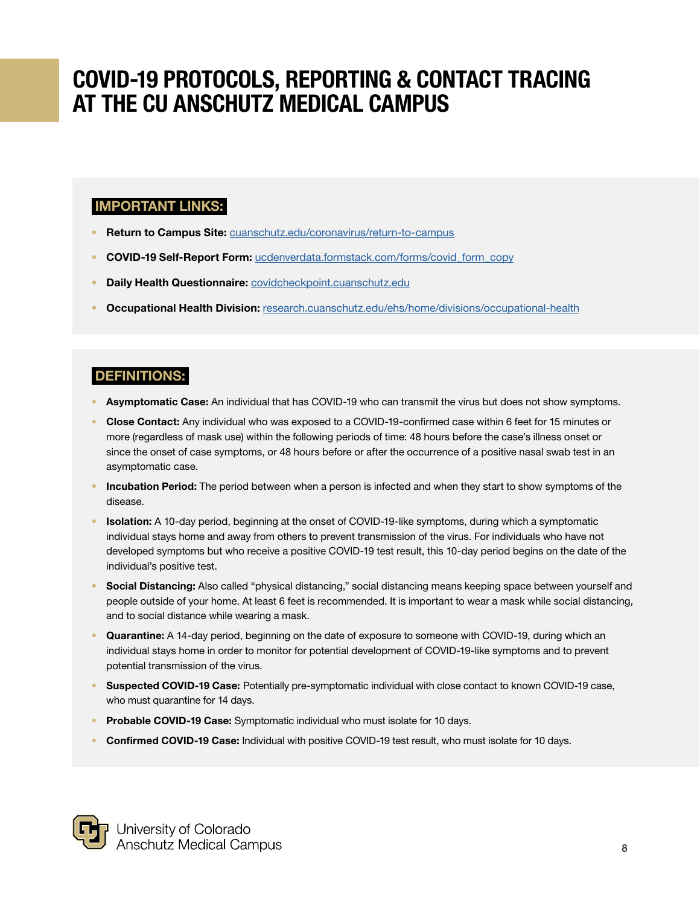# COVID-19 PROTOCOLS, REPORTING & CONTACT TRACING AT THE CU ANSCHUTZ MEDICAL CAMPUS

## IMPORTANT LINKS:

- **Return to Campus Site:** cuanschutz.edu/coronavirus/return-to-campus
- **COVID-19 Self-Report Form:** ucdenverdata.formstack.com/forms/covid_form_copy
- **Daily Health Questionnaire:** covidcheckpoint.cuanschutz.edu
- **Occupational Health Division:** research.cuanschutz.edu/ehs/home/divisions/occupational-health

## DEFINITIONS:

- **Asymptomatic Case:** An individual that has COVID-19 who can transmit the virus but does not show symptoms.
- **Close Contact:** Any individual who was exposed to a COVID-19-confirmed case within 6 feet for 15 minutes or more (regardless of mask use) within the following periods of time: 48 hours before the case's illness onset or since the onset of case symptoms, or 48 hours before or after the occurrence of a positive nasal swab test in an asymptomatic case.
- **Incubation Period:** The period between when a person is infected and when they start to show symptoms of the disease.
- **Isolation:** A 10-day period, beginning at the onset of COVID-19-like symptoms, during which a symptomatic individual stays home and away from others to prevent transmission of the virus. For individuals who have not developed symptoms but who receive a positive COVID-19 test result, this 10-day period begins on the date of the individual's positive test.
- **Social Distancing:** Also called "physical distancing," social distancing means keeping space between yourself and people outside of your home. At least 6 feet is recommended. It is important to wear a mask while social distancing, and to social distance while wearing a mask.
- **Quarantine:** A 14-day period, beginning on the date of exposure to someone with COVID-19, during which an individual stays home in order to monitor for potential development of COVID-19-like symptoms and to prevent potential transmission of the virus.
- **Suspected COVID-19 Case:** Potentially pre-symptomatic individual with close contact to known COVID-19 case, who must quarantine for 14 days.
- **Probable COVID-19 Case:** Symptomatic individual who must isolate for 10 days.
- **Confirmed COVID-19 Case:** Individual with positive COVID-19 test result, who must isolate for 10 days.

University of Colorado Anschutz Medical Campus